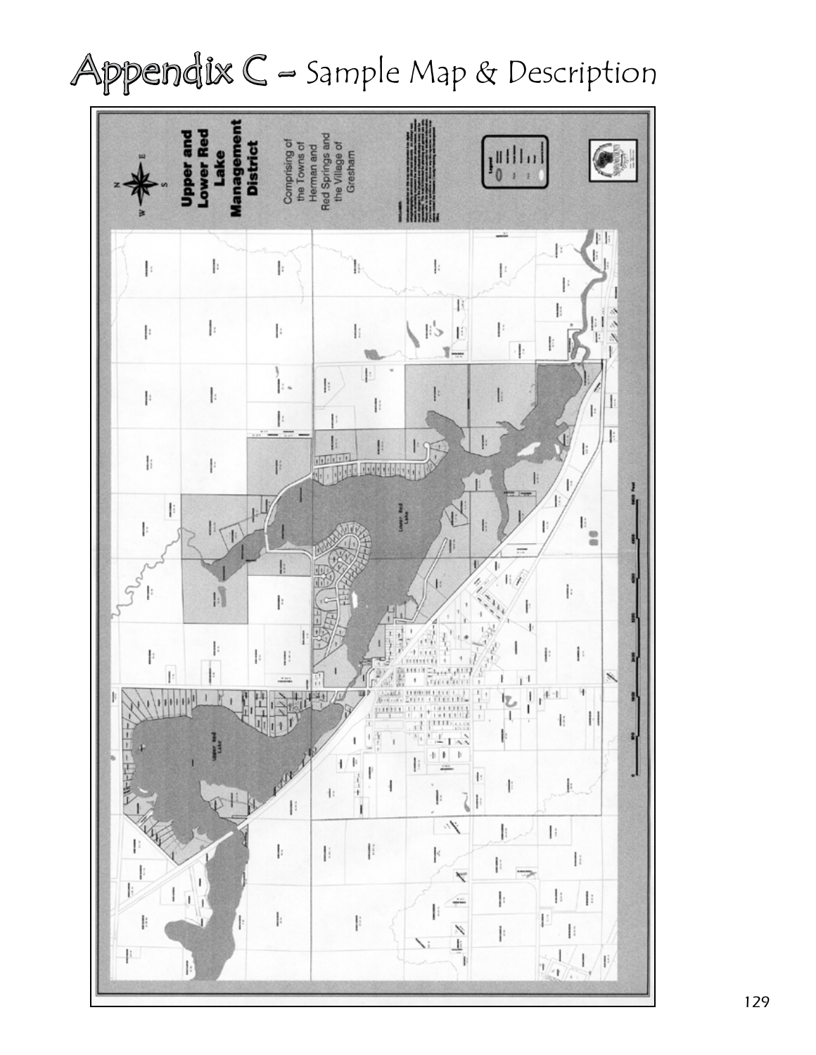# Appendix C – Sample Map & Description

Upper and Lower Red Lake Management District

Comprising of the Towns of Herman and Red Springs and the Village of Gresham

Upper Red Lake

Lower Red Lake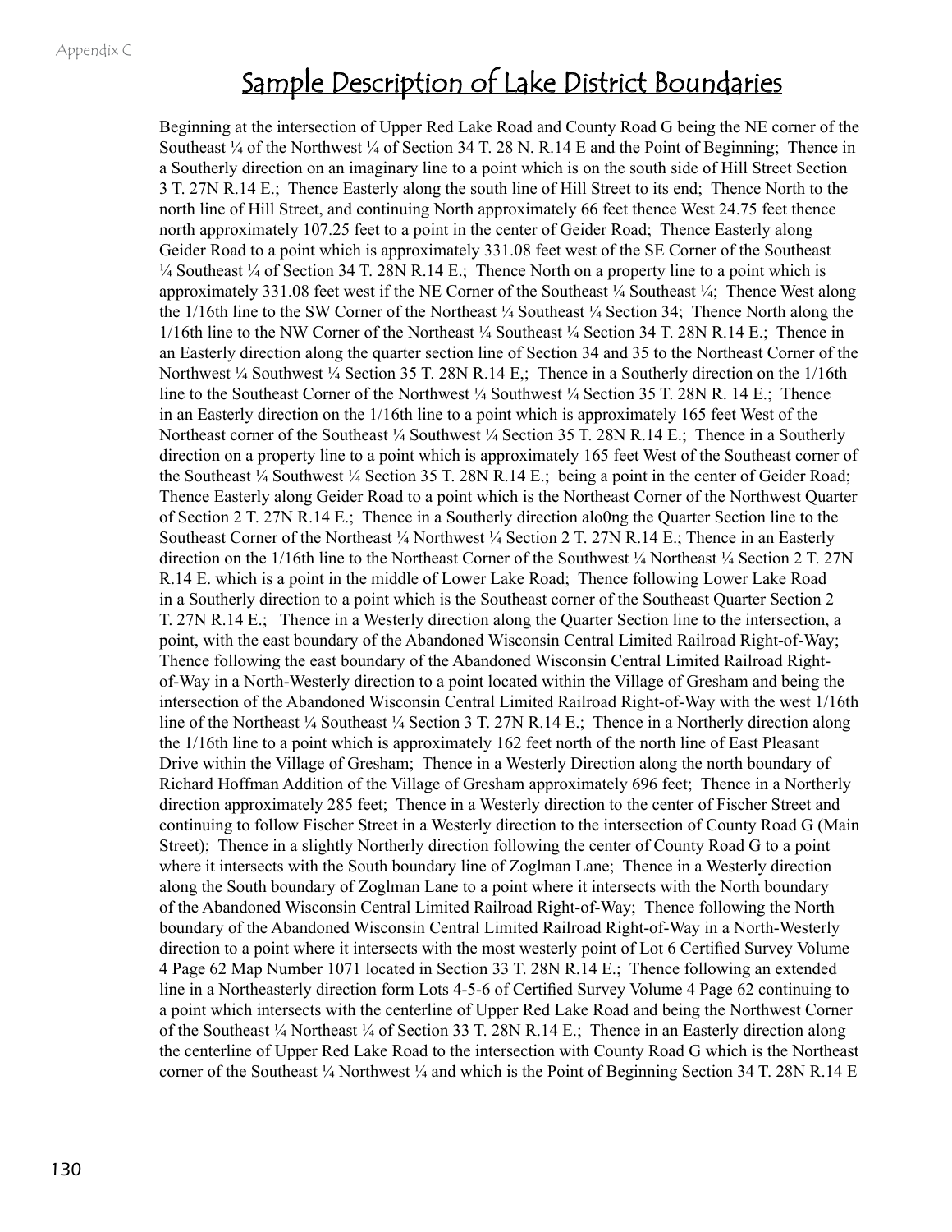# Sample Description of Lake District Boundaries

Beginning at the intersection of Upper Red Lake Road and County Road G being the NE corner of the Southeast ¼ of the Northwest ¼ of Section 34 T. 28 N. R.14 E and the Point of Beginning; Thence in a Southerly direction on an imaginary line to a point which is on the south side of Hill Street Section 3 T. 27N R.14 E.; Thence Easterly along the south line of Hill Street to its end; Thence North to the north line of Hill Street, and continuing North approximately 66 feet thence West 24.75 feet thence north approximately 107.25 feet to a point in the center of Geider Road; Thence Easterly along Geider Road to a point which is approximately 331.08 feet west of the SE Corner of the Southeast ¼ Southeast ¼ of Section 34 T. 28N R.14 E.; Thence North on a property line to a point which is approximately 331.08 feet west if the NE Corner of the Southeast ¼ Southeast ¼; Thence West along the 1/16th line to the SW Corner of the Northeast ¼ Southeast ¼ Section 34; Thence North along the 1/16th line to the NW Corner of the Northeast ¼ Southeast ¼ Section 34 T. 28N R.14 E.; Thence in an Easterly direction along the quarter section line of Section 34 and 35 to the Northeast Corner of the Northwest ¼ Southwest ¼ Section 35 T. 28N R.14 E.; Thence in a Southerly direction on the 1/16th line to the Southeast Corner of the Northwest ¼ Southwest ¼ Section 35 T. 28N R. 14 E.; Thence in an Easterly direction on the 1/16th line to a point which is approximately 165 feet West of the Northeast corner of the Southeast ¼ Southwest ¼ Section 35 T. 28N R.14 E.; Thence in a Southerly direction on a property line to a point which is approximately 165 feet West of the Southeast corner of the Southeast ¼ Southwest ¼ Section 35 T. 28N R.14 E.; being a point in the center of Geider Road; Thence Easterly along Geider Road to a point which is the Northeast Corner of the Northwest Quarter of Section 2 T. 27N R.14 E.; Thence in a Southerly direction alo0ng the Quarter Section line to the Southeast Corner of the Northeast ¼ Northwest ¼ Section 2 T. 27N R.14 E.; Thence in an Easterly direction on the 1/16th line to the Northeast Corner of the Southwest ¼ Northeast ¼ Section 2 T. 27N R.14 E. which is a point in the middle of Lower Lake Road; Thence following Lower Lake Road in a Southerly direction to a point which is the Southeast corner of the Southeast Quarter Section 2 T. 27N R.14 E.; Thence in a Westerly direction along the Quarter Section line to the intersection, a point, with the east boundary of the Abandoned Wisconsin Central Limited Railroad Right-of-Way; Thence following the east boundary of the Abandoned Wisconsin Central Limited Railroad Right-of-Way in a North-Westerly direction to a point located within the Village of Gresham and being the intersection of the Abandoned Wisconsin Central Limited Railroad Right-of-Way with the west 1/16th line of the Northeast ¼ Southeast ¼ Section 3 T. 27N R.14 E.; Thence in a Northerly direction along the 1/16th line to a point which is approximately 162 feet north of the north line of East Pleasant Drive within the Village of Gresham; Thence in a Westerly Direction along the north boundary of Richard Hoffman Addition of the Village of Gresham approximately 696 feet; Thence in a Northerly direction approximately 285 feet; Thence in a Westerly direction to the center of Fischer Street and continuing to follow Fischer Street in a Westerly direction to the intersection of County Road G (Main Street); Thence in a slightly Northerly direction following the center of County Road G to a point where it intersects with the South boundary line of Zoglman Lane; Thence in a Westerly direction along the South boundary of Zoglman Lane to a point where it intersects with the North boundary of the Abandoned Wisconsin Central Limited Railroad Right-of-Way; Thence following the North boundary of the Abandoned Wisconsin Central Limited Railroad Right-of-Way in a North-Westerly direction to a point where it intersects with the most westerly point of Lot 6 Certified Survey Volume 4 Page 62 Map Number 1071 located in Section 33 T. 28N R.14 E.; Thence following an extended line in a Northeasterly direction form Lots 4-5-6 of Certified Survey Volume 4 Page 62 continuing to a point which intersects with the centerline of Upper Red Lake Road and being the Northwest Corner of the Southeast ¼ Northeast ¼ of Section 33 T. 28N R.14 E.; Thence in an Easterly direction along the centerline of Upper Red Lake Road to the intersection with County Road G which is the Northeast corner of the Southeast ¼ Northwest ¼ and which is the Point of Beginning Section 34 T. 28N R.14 E